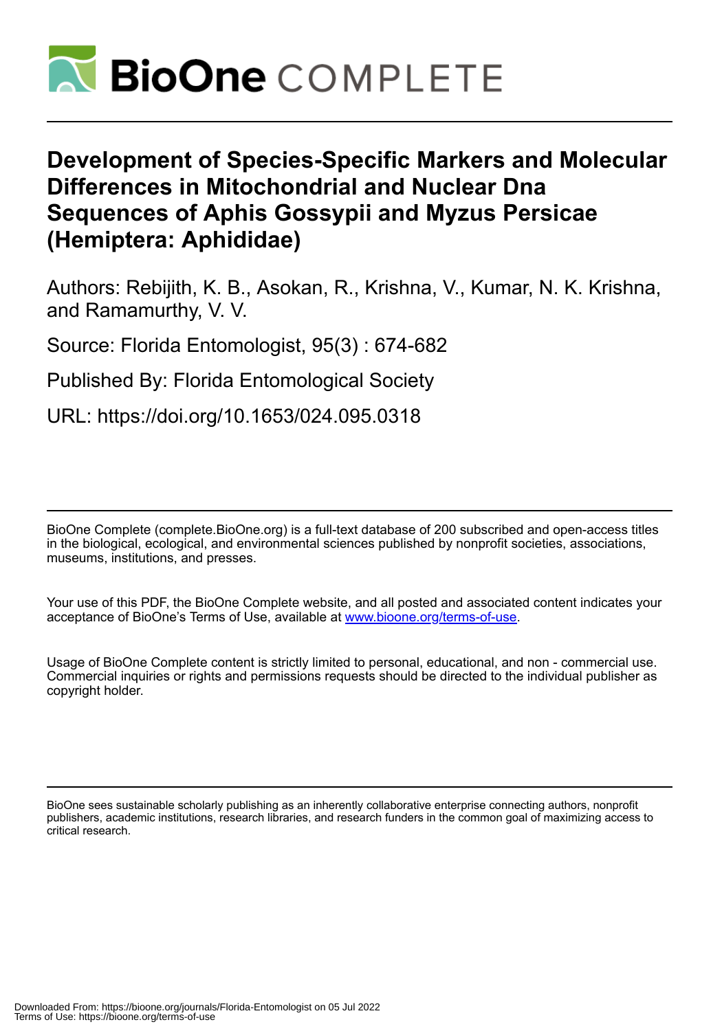# Development of Species-Specific Markers and Molecular Differences in Mitochondrial and Nuclear Dna Sequences of Aphis Gossypii and Myzus Persicae (Hemiptera: Aphididae)

Authors: Rebijith, K. B., Asokan, R., Krishna, V., Kumar, N. K. Krishna, and Ramamurthy, V. V.

Source: Florida Entomologist, 95(3) : 674-682

Published By: Florida Entomological Society

URL: https://doi.org/10.1653/024.095.0318

BioOne Complete (complete.BioOne.org) is a full-text database of 200 subscribed and open-access titles in the biological, ecological, and environmental sciences published by nonprofit societies, associations, museums, institutions, and presses.

Your use of this PDF, the BioOne Complete website, and all posted and associated content indicates your acceptance of BioOne's Terms of Use, available at www.bioone.org/terms-of-use.

Usage of BioOne Complete content is strictly limited to personal, educational, and non - commercial use. Commercial inquiries or rights and permissions requests should be directed to the individual publisher as copyright holder.

BioOne sees sustainable scholarly publishing as an inherently collaborative enterprise connecting authors, nonprofit publishers, academic institutions, research libraries, and research funders in the common goal of maximizing access to critical research.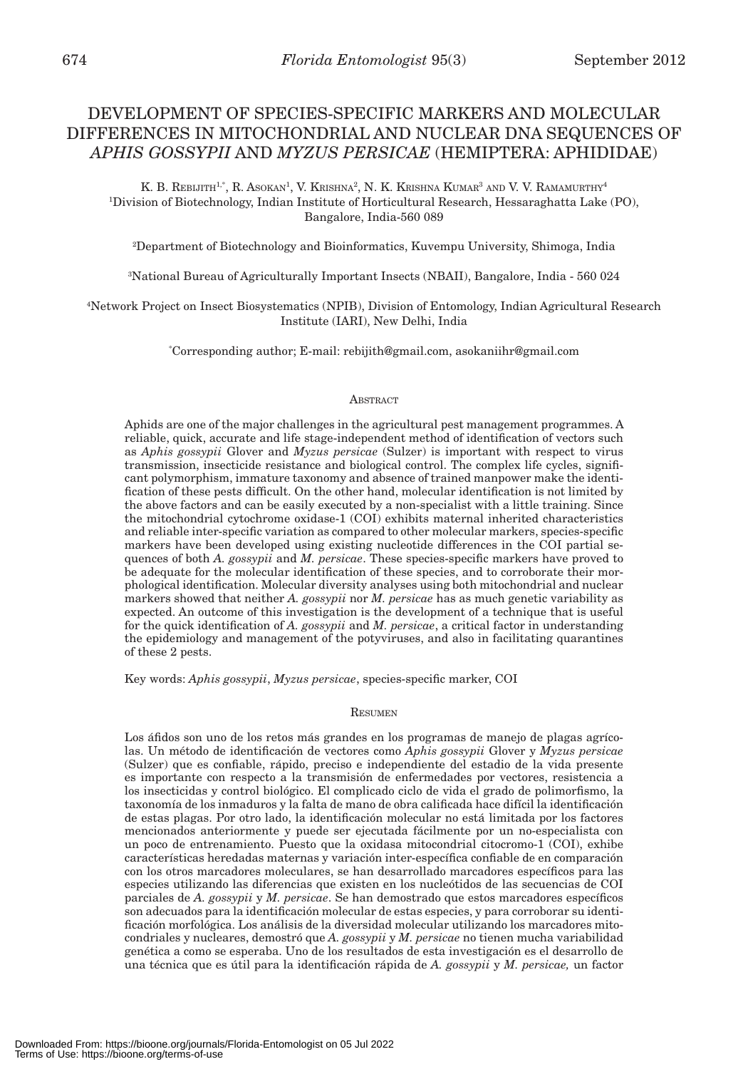# DEVELOPMENT OF SPECIES-SPECIFIC MARKERS AND MOLECULAR DIFFERENCES IN MITOCHONDRIAL AND NUCLEAR DNA SEQUENCES OF *APHIS GOSSYPII* AND *MYZUS PERSICAE* (HEMIPTERA: APHIDIDAE)

K. B. Rebijith[1,*], R. Asokan[1], V. Krishna[2], N. K. Krishna Kumar[3] and V. V. Ramamurthy[4]

[1]Division of Biotechnology, Indian Institute of Horticultural Research, Hessaraghatta Lake (PO), Bangalore, India-560 089

[2]Department of Biotechnology and Bioinformatics, Kuvempu University, Shimoga, India

[3]National Bureau of Agriculturally Important Insects (NBAII), Bangalore, India - 560 024

[4]Network Project on Insect Biosystematics (NPIB), Division of Entomology, Indian Agricultural Research Institute (IARI), New Delhi, India

*Corresponding author; E-mail: rebijith@gmail.com, asokaniihr@gmail.com

## Abstract

Aphids are one of the major challenges in the agricultural pest management programmes. A reliable, quick, accurate and life stage-independent method of identification of vectors such as *Aphis gossypii* Glover and *Myzus persicae* (Sulzer) is important with respect to virus transmission, insecticide resistance and biological control. The complex life cycles, significant polymorphism, immature taxonomy and absence of trained manpower make the identification of these pests difficult. On the other hand, molecular identification is not limited by the above factors and can be easily executed by a non-specialist with a little training. Since the mitochondrial cytochrome oxidase-1 (COI) exhibits maternal inherited characteristics and reliable inter-specific variation as compared to other molecular markers, species-specific markers have been developed using existing nucleotide differences in the COI partial sequences of both *A. gossypii* and *M. persicae*. These species-specific markers have proved to be adequate for the molecular identification of these species, and to corroborate their morphological identification. Molecular diversity analyses using both mitochondrial and nuclear markers showed that neither *A. gossypii* nor *M. persicae* has as much genetic variability as expected. An outcome of this investigation is the development of a technique that is useful for the quick identification of *A. gossypii* and *M. persicae*, a critical factor in understanding the epidemiology and management of the potyviruses, and also in facilitating quarantines of these 2 pests.

Key words: *Aphis gossypii*, *Myzus persicae*, species-specific marker, COI

## Resumen

Los áfidos son uno de los retos más grandes en los programas de manejo de plagas agrícolas. Un método de identificación de vectores como *Aphis gossypii* Glover y *Myzus persicae* (Sulzer) que es confiable, rápido, preciso e independiente del estadio de la vida presente es importante con respecto a la transmisión de enfermedades por vectores, resistencia a los insecticidas y control biológico. El complicado ciclo de vida el grado de polimorfismo, la taxonomía de los inmaduros y la falta de mano de obra calificada hace difícil la identificación de estas plagas. Por otro lado, la identificación molecular no está limitada por los factores mencionados anteriormente y puede ser ejecutada fácilmente por un no-especialista con un poco de entrenamiento. Puesto que la oxidasa mitocondrial citocromo-1 (COI), exhibe características heredadas maternas y variación inter-específica confiable de en comparación con los otros marcadores moleculares, se han desarrollado marcadores específicos para las especies utilizando las diferencias que existen en los nucleótidos de las secuencias de COI parciales de *A. gossypii* y *M. persicae*. Se han demostrado que estos marcadores específicos son adecuados para la identificación molecular de estas especies, y para corroborar su identificación morfológica. Los análisis de la diversidad molecular utilizando los marcadores mitocondriales y nucleares, demostró que *A. gossypii* y *M. persicae* no tienen mucha variabilidad genética a como se esperaba. Uno de los resultados de esta investigación es el desarrollo de una técnica que es útil para la identificación rápida de *A. gossypii* y *M. persicae,* un factor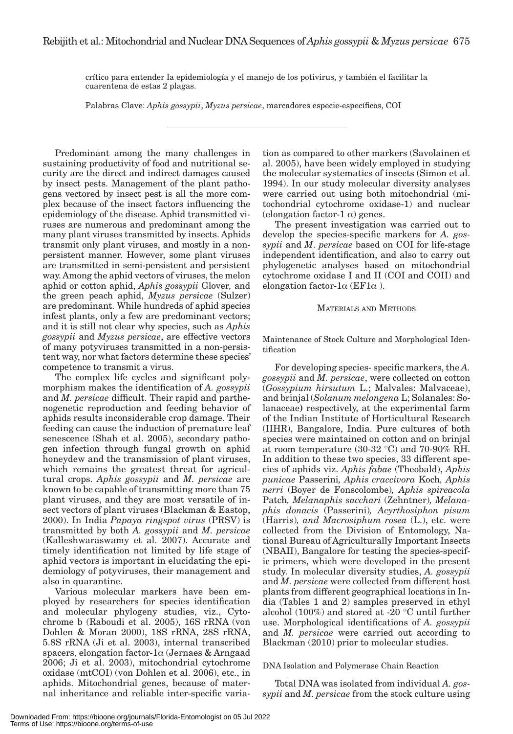crítico para entender la epidemiología y el manejo de los potivirus, y también el facilitar la cuarentena de estas 2 plagas.

Palabras Clave: *Aphis gossypii*, *Myzus persicae*, marcadores especie-específicos, COI

---

Predominant among the many challenges in sustaining productivity of food and nutritional security are the direct and indirect damages caused by insect pests. Management of the plant pathogens vectored by insect pest is all the more complex because of the insect factors influencing the epidemiology of the disease. Aphid transmitted viruses are numerous and predominant among the many plant viruses transmitted by insects. Aphids transmit only plant viruses, and mostly in a nonpersistent manner. However, some plant viruses are transmitted in semi-persistent and persistent way. Among the aphid vectors of viruses, the melon aphid or cotton aphid, *Aphis gossypii* Glover, and the green peach aphid, *Myzus persicae* (Sulzer) are predominant. While hundreds of aphid species infest plants, only a few are predominant vectors; and it is still not clear why species, such as *Aphis gossypii* and *Myzus persicae*, are effective vectors of many potyviruses transmitted in a non-persistent way, nor what factors determine these species' competence to transmit a virus.

The complex life cycles and significant polymorphism makes the identification of *A. gossypii* and *M. persicae* difficult. Their rapid and parthenogenetic reproduction and feeding behavior of aphids results inconsiderable crop damage. Their feeding can cause the induction of premature leaf senescence (Shah et al. 2005), secondary pathogen infection through fungal growth on aphid honeydew and the transmission of plant viruses, which remains the greatest threat for agricultural crops. *Aphis gossypii* and *M. persicae* are known to be capable of transmitting more than 75 plant viruses, and they are most versatile of insect vectors of plant viruses (Blackman & Eastop, 2000). In India *Papaya ringspot virus* (PRSV) is transmitted by both *A. gossypii* and *M. persicae* (Kalleshwaraswamy et al. 2007). Accurate and timely identification not limited by life stage of aphid vectors is important in elucidating the epidemiology of potyviruses, their management and also in quarantine.

Various molecular markers have been employed by researchers for species identification and molecular phylogeny studies, viz., Cytochrome b (Raboudi et al. 2005), 16S rRNA (von Dohlen & Moran 2000), 18S rRNA, 28S rRNA, 5.8S rRNA (Ji et al. 2003), internal transcribed spacers, elongation factor-1$\alpha$ (Jernaes & Arngaad 2006; Ji et al. 2003), mitochondrial cytochrome oxidase (mtCOI) (von Dohlen et al. 2006), etc., in aphids. Mitochondrial genes, because of maternal inheritance and reliable inter-specific variation as compared to other markers (Savolainen et al. 2005), have been widely employed in studying the molecular systematics of insects (Simon et al. 1994). In our study molecular diversity analyses were carried out using both mitochondrial (mitochondrial cytochrome oxidase-1) and nuclear (elongation factor-1 $\alpha$) genes.

The present investigation was carried out to develop the species-specific markers for *A. gossypii* and *M. persicae* based on COI for life-stage independent identification, and also to carry out phylogenetic analyses based on mitochondrial cytochrome oxidase I and II (COI and COII) and elongation factor-1$\alpha$ (EF1$\alpha$ ).

## Materials and Methods

### Maintenance of Stock Culture and Morphological Identification

For developing species- specific markers, the *A. gossypii* and *M. persicae*, were collected on cotton (*Gossypium hirsutum* L.; Malvales: Malvaceae), and brinjal (*Solanum melongena* L; Solanales: Solanaceae) respectively, at the experimental farm of the Indian Institute of Horticultural Research (IIHR), Bangalore, India. Pure cultures of both species were maintained on cotton and on brinjal at room temperature (30-32 °C) and 70-90% RH. In addition to these two species, 33 different species of aphids viz. *Aphis fabae* (Theobald), *Aphis punicae* Passerini, *Aphis craccivora* Koch, *Aphis nerri* (Boyer de Fonscolombe), *Aphis spireacola* Patch, *Melanaphis sacchari* (Zehntner), *Melanaphis donacis* (Passerini), *Acyrthosiphon pisum* (Harris), *and Macrosiphum rosea* (L.), etc. were collected from the Division of Entomology, National Bureau of Agriculturally Important Insects (NBAII), Bangalore for testing the species-specific primers, which were developed in the present study. In molecular diversity studies, *A. gossypii* and *M. persicae* were collected from different host plants from different geographical locations in India (Tables 1 and 2) samples preserved in ethyl alcohol (100%) and stored at -20 °C until further use. Morphological identifications of *A. gossypii* and *M. persicae* were carried out according to Blackman (2010) prior to molecular studies.

### DNA Isolation and Polymerase Chain Reaction

Total DNA was isolated from individual *A. gossypii* and *M. persicae* from the stock culture using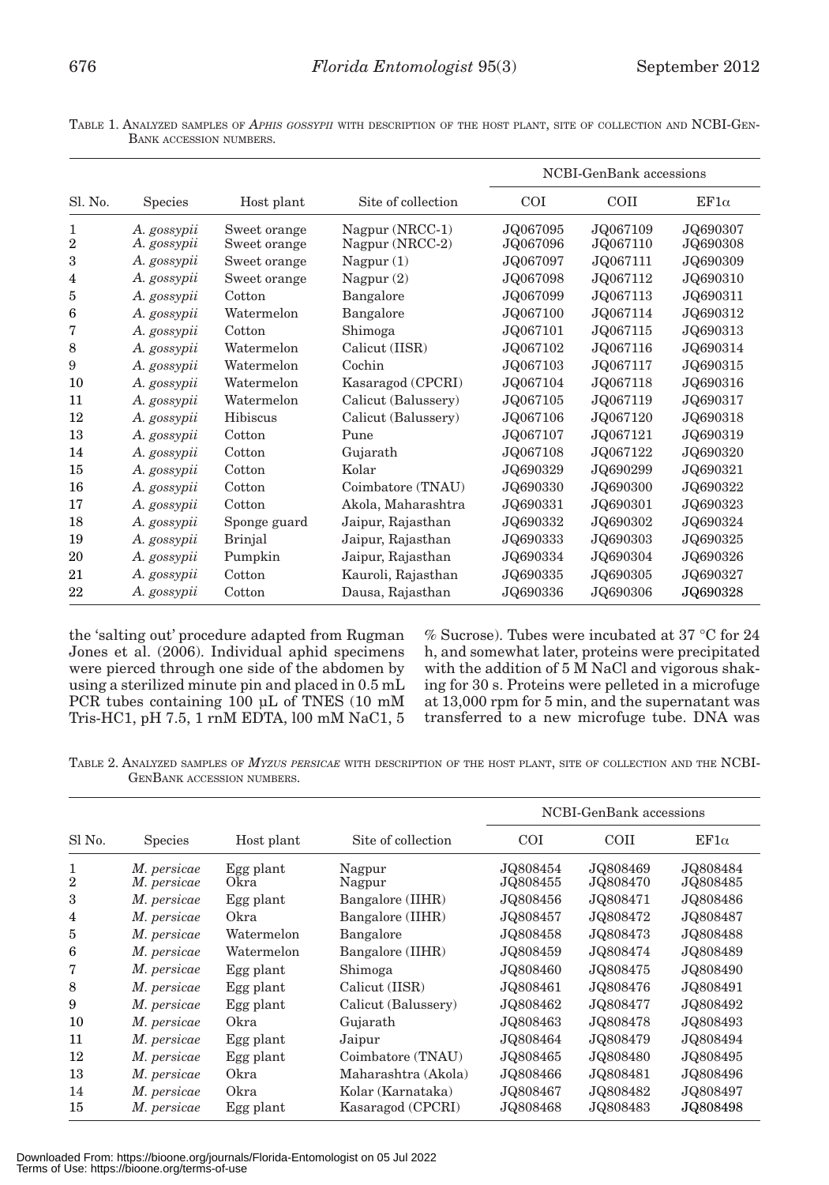TABLE 1. ANALYZED SAMPLES OF *APHIS GOSSYPII* WITH DESCRIPTION OF THE HOST PLANT, SITE OF COLLECTION AND NCBI-GENBANK ACCESSION NUMBERS.

| Sl. No. | Species | Host plant | Site of collection | NCBI-GenBank accessions | | |
|---|---|---|---|---|---|---|
| | | | | COI | COII | EF1α |
| 1 | *A. gossypii* | Sweet orange | Nagpur (NRCC-1) | JQ067095 | JQ067109 | JQ690307 |
| 2 | *A. gossypii* | Sweet orange | Nagpur (NRCC-2) | JQ067096 | JQ067110 | JQ690308 |
| 3 | *A. gossypii* | Sweet orange | Nagpur (1) | JQ067097 | JQ067111 | JQ690309 |
| 4 | *A. gossypii* | Sweet orange | Nagpur (2) | JQ067098 | JQ067112 | JQ690310 |
| 5 | *A. gossypii* | Cotton | Bangalore | JQ067099 | JQ067113 | JQ690311 |
| 6 | *A. gossypii* | Watermelon | Bangalore | JQ067100 | JQ067114 | JQ690312 |
| 7 | *A. gossypii* | Cotton | Shimoga | JQ067101 | JQ067115 | JQ690313 |
| 8 | *A. gossypii* | Watermelon | Calicut (IISR) | JQ067102 | JQ067116 | JQ690314 |
| 9 | *A. gossypii* | Watermelon | Cochin | JQ067103 | JQ067117 | JQ690315 |
| 10 | *A. gossypii* | Watermelon | Kasaragod (CPCRI) | JQ067104 | JQ067118 | JQ690316 |
| 11 | *A. gossypii* | Watermelon | Calicut (Balussery) | JQ067105 | JQ067119 | JQ690317 |
| 12 | *A. gossypii* | Hibiscus | Calicut (Balussery) | JQ067106 | JQ067120 | JQ690318 |
| 13 | *A. gossypii* | Cotton | Pune | JQ067107 | JQ067121 | JQ690319 |
| 14 | *A. gossypii* | Cotton | Gujarath | JQ067108 | JQ067122 | JQ690320 |
| 15 | *A. gossypii* | Cotton | Kolar | JQ690329 | JQ690299 | JQ690321 |
| 16 | *A. gossypii* | Cotton | Coimbatore (TNAU) | JQ690330 | JQ690300 | JQ690322 |
| 17 | *A. gossypii* | Cotton | Akola, Maharashtra | JQ690331 | JQ690301 | JQ690323 |
| 18 | *A. gossypii* | Sponge guard | Jaipur, Rajasthan | JQ690332 | JQ690302 | JQ690324 |
| 19 | *A. gossypii* | Brinjal | Jaipur, Rajasthan | JQ690333 | JQ690303 | JQ690325 |
| 20 | *A. gossypii* | Pumpkin | Jaipur, Rajasthan | JQ690334 | JQ690304 | JQ690326 |
| 21 | *A. gossypii* | Cotton | Kauroli, Rajasthan | JQ690335 | JQ690305 | JQ690327 |
| 22 | *A. gossypii* | Cotton | Dausa, Rajasthan | JQ690336 | JQ690306 | JQ690328 |

the 'salting out' procedure adapted from Rugman Jones et al. (2006). Individual aphid specimens were pierced through one side of the abdomen by using a sterilized minute pin and placed in 0.5 mL PCR tubes containing 100 µL of TNES (10 mM Tris-HC1, pH 7.5, 1 rnM EDTA, l00 mM NaC1, 5 % Sucrose). Tubes were incubated at 37 °C for 24 h, and somewhat later, proteins were precipitated with the addition of 5 M NaCl and vigorous shaking for 30 s. Proteins were pelleted in a microfuge at 13,000 rpm for 5 min, and the supernatant was transferred to a new microfuge tube. DNA was

TABLE 2. ANALYZED SAMPLES OF *MYZUS PERSICAE* WITH DESCRIPTION OF THE HOST PLANT, SITE OF COLLECTION AND THE NCBI-GENBANK ACCESSION NUMBERS.

| Sl No. | Species | Host plant | Site of collection | NCBI-GenBank accessions | | |
|---|---|---|---|---|---|---|
| | | | | COI | COII | EF1α |
| 1 | *M. persicae* | Egg plant | Nagpur | JQ808454 | JQ808469 | JQ808484 |
| 2 | *M. persicae* | Okra | Nagpur | JQ808455 | JQ808470 | JQ808485 |
| 3 | *M. persicae* | Egg plant | Bangalore (IIHR) | JQ808456 | JQ808471 | JQ808486 |
| 4 | *M. persicae* | Okra | Bangalore (IIHR) | JQ808457 | JQ808472 | JQ808487 |
| 5 | *M. persicae* | Watermelon | Bangalore | JQ808458 | JQ808473 | JQ808488 |
| 6 | *M. persicae* | Watermelon | Bangalore (IIHR) | JQ808459 | JQ808474 | JQ808489 |
| 7 | *M. persicae* | Egg plant | Shimoga | JQ808460 | JQ808475 | JQ808490 |
| 8 | *M. persicae* | Egg plant | Calicut (IISR) | JQ808461 | JQ808476 | JQ808491 |
| 9 | *M. persicae* | Egg plant | Calicut (Balussery) | JQ808462 | JQ808477 | JQ808492 |
| 10 | *M. persicae* | Okra | Gujarath | JQ808463 | JQ808478 | JQ808493 |
| 11 | *M. persicae* | Egg plant | Jaipur | JQ808464 | JQ808479 | JQ808494 |
| 12 | *M. persicae* | Egg plant | Coimbatore (TNAU) | JQ808465 | JQ808480 | JQ808495 |
| 13 | *M. persicae* | Okra | Maharashtra (Akola) | JQ808466 | JQ808481 | JQ808496 |
| 14 | *M. persicae* | Okra | Kolar (Karnataka) | JQ808467 | JQ808482 | JQ808497 |
| 15 | *M. persicae* | Egg plant | Kasaragod (CPCRI) | JQ808468 | JQ808483 | JQ808498 |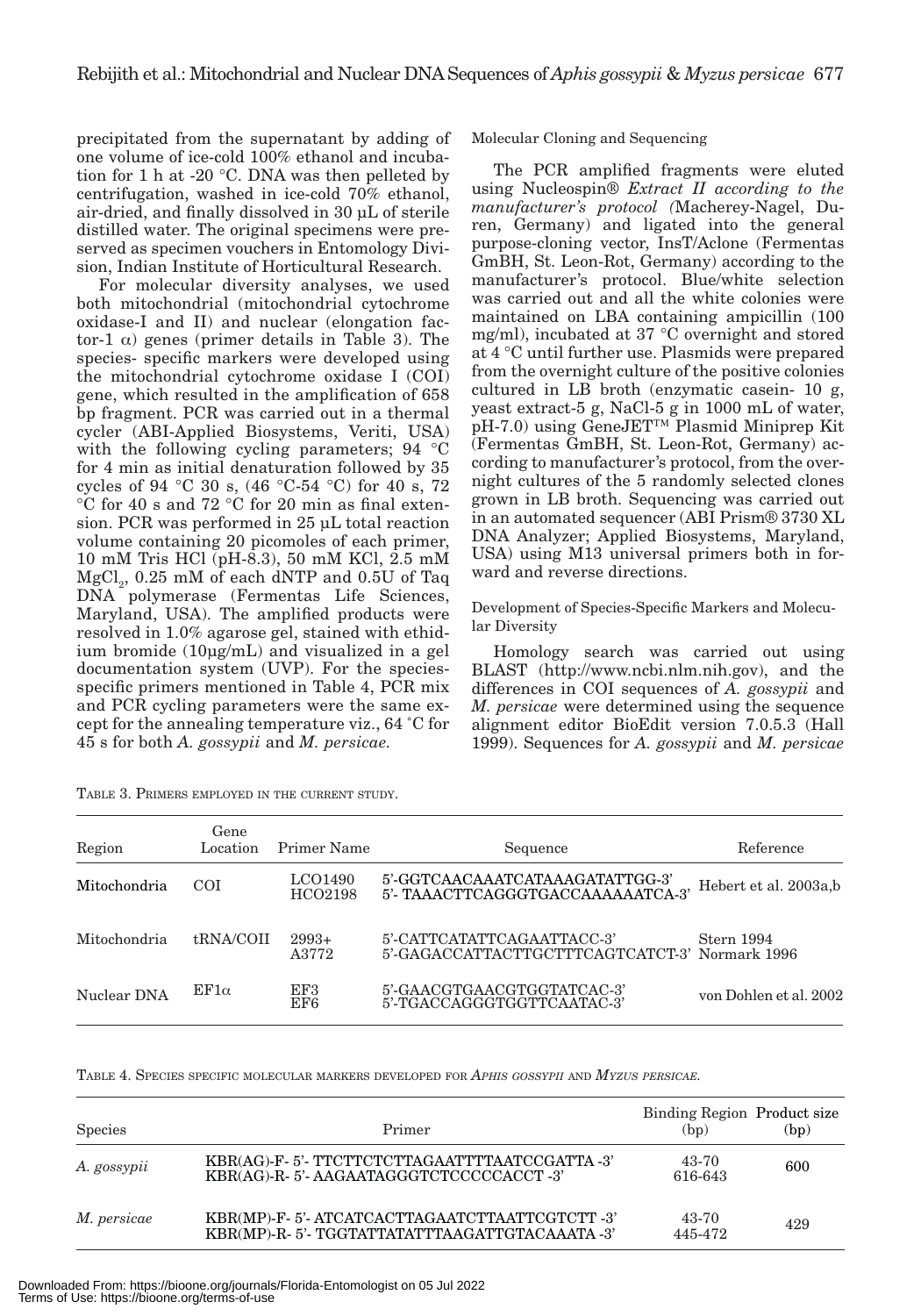precipitated from the supernatant by adding of one volume of ice-cold 100% ethanol and incubation for 1 h at -20 °C. DNA was then pelleted by centrifugation, washed in ice-cold 70% ethanol, air-dried, and finally dissolved in 30 µL of sterile distilled water. The original specimens were preserved as specimen vouchers in Entomology Division, Indian Institute of Horticultural Research.

For molecular diversity analyses, we used both mitochondrial (mitochondrial cytochrome oxidase-I and II) and nuclear (elongation factor-1 α) genes (primer details in Table 3). The species- specific markers were developed using the mitochondrial cytochrome oxidase I (COI) gene, which resulted in the amplification of 658 bp fragment. PCR was carried out in a thermal cycler (ABI-Applied Biosystems, Veriti, USA) with the following cycling parameters; 94 °C for 4 min as initial denaturation followed by 35 cycles of 94 °C 30 s, (46 °C-54 °C) for 40 s, 72 °C for 40 s and 72 °C for 20 min as final extension. PCR was performed in 25 µL total reaction volume containing 20 picomoles of each primer, 10 mM Tris HCl (pH-8.3), 50 mM KCl, 2.5 mM $MgCl_2$, 0.25 mM of each dNTP and 0.5U of Taq DNA polymerase (Fermentas Life Sciences, Maryland, USA). The amplified products were resolved in 1.0% agarose gel, stained with ethidium bromide (10µg/mL) and visualized in a gel documentation system (UVP). For the species-specific primers mentioned in Table 4, PCR mix and PCR cycling parameters were the same except for the annealing temperature viz., 64 °C for 45 s for both *A. gossypii* and *M. persicae*.

Molecular Cloning and Sequencing

The PCR amplified fragments were eluted using Nucleospin® *Extract II according to the manufacturer's protocol (*Macherey-Nagel, Duren, Germany) and ligated into the general purpose-cloning vector, InsT/Aclone (Fermentas GmBH, St. Leon-Rot, Germany) according to the manufacturer's protocol. Blue/white selection was carried out and all the white colonies were maintained on LBA containing ampicillin (100 mg/ml), incubated at 37 °C overnight and stored at 4 °C until further use. Plasmids were prepared from the overnight culture of the positive colonies cultured in LB broth (enzymatic casein- 10 g, yeast extract-5 g, NaCl-5 g in 1000 mL of water, pH-7.0) using GeneJET™ Plasmid Miniprep Kit (Fermentas GmBH, St. Leon-Rot, Germany) according to manufacturer's protocol, from the overnight cultures of the 5 randomly selected clones grown in LB broth. Sequencing was carried out in an automated sequencer (ABI Prism® 3730 XL DNA Analyzer; Applied Biosystems, Maryland, USA) using M13 universal primers both in forward and reverse directions.

Development of Species-Specific Markers and Molecular Diversity

Homology search was carried out using BLAST (http://www.ncbi.nlm.nih.gov), and the differences in COI sequences of *A. gossypii* and *M. persicae* were determined using the sequence alignment editor BioEdit version 7.0.5.3 (Hall 1999). Sequences for *A. gossypii* and *M. persicae*

TABLE 3. PRIMERS EMPLOYED IN THE CURRENT STUDY.

| Region | Gene Location | Primer Name | Sequence | Reference |
|---|---|---|---|---|
| Mitochondria | COI | LCO1490<br>HCO2198 | 5'-GGTCAACAAATCATAAAGATATTGG-3'<br>5'- TAAACTTCAGGGTGACCAAAAAATCA-3' | Hebert et al. 2003a,b |
| Mitochondria | tRNA/COII | 2993+<br>A3772 | 5'-CATTCATATTCAGAATTACC-3'<br>5'-GAGACCATTACTTGCTTTCAGTCATCT-3' | Stern 1994<br>Normark 1996 |
| Nuclear DNA | EF1α | EF3<br>EF6 | 5'-GAACGTGAACGTGGTATCAC-3'<br>5'-TGACCAGGGTGGTTCAATAC-3' | von Dohlen et al. 2002 |

TABLE 4. SPECIES SPECIFIC MOLECULAR MARKERS DEVELOPED FOR *APHIS GOSSYPII* AND *MYZUS PERSICAE*.

| Species | Primer | Binding Region (bp) | Product size (bp) |
|---|---|---|---|
| *A. gossypii* | KBR(AG)-F- 5'- TTCTTCTCTTAGAATTTTAATCCGATTA -3'<br>KBR(AG)-R- 5'- AAGAATAGGGTCTCCCCCACCT -3' | 43-70<br>616-643 | 600 |
| *M. persicae* | KBR(MP)-F- 5'- ATCATCACTTAGAATCTTAATTCGTCTT -3'<br>KBR(MP)-R- 5'- TGGTATTATATTTAAGATTGTACAAATA -3' | 43-70<br>445-472 | 429 |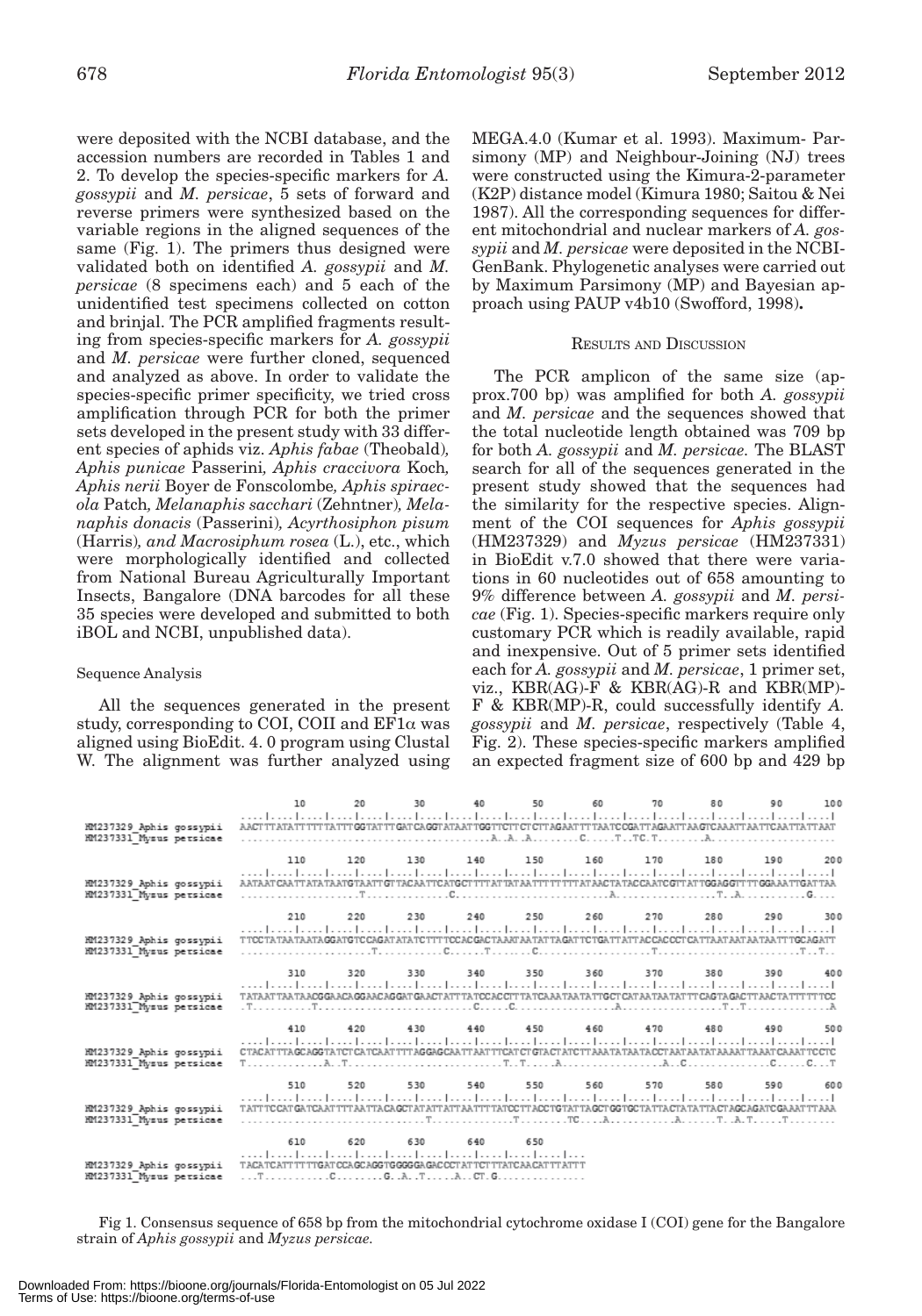were deposited with the NCBI database, and the accession numbers are recorded in Tables 1 and 2. To develop the species-specific markers for *A. gossypii* and *M. persicae*, 5 sets of forward and reverse primers were synthesized based on the variable regions in the aligned sequences of the same (Fig. 1). The primers thus designed were validated both on identified *A. gossypii* and *M. persicae* (8 specimens each) and 5 each of the unidentified test specimens collected on cotton and brinjal. The PCR amplified fragments resulting from species-specific markers for *A. gossypii* and *M. persicae* were further cloned, sequenced and analyzed as above. In order to validate the species-specific primer specificity, we tried cross amplification through PCR for both the primer sets developed in the present study with 33 different species of aphids viz. *Aphis fabae* (Theobald)*, Aphis punicae* Passerini*, Aphis craccivora* Koch*, Aphis nerii* Boyer de Fonscolombe*, Aphis spiraecola* Patch*, Melanaphis sacchari* (Zehntner)*, Melanaphis donacis* (Passerini)*, Acyrthosiphon pisum* (Harris)*, and Macrosiphum rosea* (L.), etc., which were morphologically identified and collected from National Bureau Agriculturally Important Insects, Bangalore (DNA barcodes for all these 35 species were developed and submitted to both iBOL and NCBI, unpublished data).

### Sequence Analysis

All the sequences generated in the present study, corresponding to COI, COII and EF1α was aligned using BioEdit. 4. 0 program using Clustal W. The alignment was further analyzed using MEGA.4.0 (Kumar et al. 1993). Maximum- Parsimony (MP) and Neighbour-Joining (NJ) trees were constructed using the Kimura-2-parameter (K2P) distance model (Kimura 1980; Saitou & Nei 1987). All the corresponding sequences for different mitochondrial and nuclear markers of *A. gossypii* and *M. persicae* were deposited in the NCBI-GenBank. Phylogenetic analyses were carried out by Maximum Parsimony (MP) and Bayesian approach using PAUP v4b10 (Swofford, 1998)**.**

## Results and Discussion

The PCR amplicon of the same size (approx.700 bp) was amplified for both *A. gossypii* and *M. persicae* and the sequences showed that the total nucleotide length obtained was 709 bp for both *A. gossypii* and *M. persicae.* The BLAST search for all of the sequences generated in the present study showed that the sequences had the similarity for the respective species. Alignment of the COI sequences for *Aphis gossypii* (HM237329) and *Myzus persicae* (HM237331) in BioEdit v.7.0 showed that there were variations in 60 nucleotides out of 658 amounting to 9% difference between *A. gossypii* and *M. persicae* (Fig. 1). Species-specific markers require only customary PCR which is readily available, rapid and inexpensive. Out of 5 primer sets identified each for *A. gossypii* and *M. persicae*, 1 primer set, viz., KBR(AG)-F & KBR(AG)-R and KBR(MP)-F & KBR(MP)-R, could successfully identify *A. gossypii* and *M. persicae*, respectively (Table 4, Fig. 2). These species-specific markers amplified an expected fragment size of 600 bp and 429 bp

```
                        10        20        30        40        50        60        70        80        90       100
HM237329_Aphis gossypii  AACTTTATATTTTTTATTTGGTATTTGATCAGGTATAATTGGTTCTTCTCTTAGAATTTTAATCGATTAGAATTAAGTCAAATTAATTCAATTATTAAT
HM237331_Myzus persicae  ..................................A..A..A........C.....T..TC.T........A.....................

                       110       120       130       140       150       160       170       180       190       200
HM237329_Aphis gossypii  AATAATCAATTATATAATGTAATTGTTACAATTCATGCTTTTATTATAATTTTTTTTTATAACTATACCAATCGTTATTGGAGGTTTTGGAAATTGATTAA
HM237331_Myzus persicae  ....................T..............C...........................A.................T..A...........G....

                       210       220       230       240       250       260       270       280       290       300
HM237329_Aphis gossypii  TTCCTATAATAATAGGATGTCCAGATATATCTTTTCCACGACTAAATAATATTAGATTCTGATTATTACCACCCTCATTAATAATAATAATTTGCAGATT
HM237331_Myzus persicae  .......................T............C.....T.......C.................T.......................T..T..

                       310       320       330       340       350       360       370       380       390       400
HM237329_Aphis gossypii  TATAATTAATAACGGAACAGGAACAGGATGAACTATTTATCCACCTTTATCAAATAATATTGCTCATAATAATATTTCAGTAGACTTAACTATTTTTTCC
HM237331_Myzus persicae  .T.........T...........................C......C.................A.................T..T..............A

                       410       420       430       440       450       460       470       480       490       500
HM237329_Aphis gossypii  CTACATTTAGCAGGTATCTCATCAATTTTAGGAGCAATTAATTTCATCTGTACTATCTTAAATATAATACCTAATAATATAAAATTAAATCAAATTCCTC
HM237331_Myzus persicae  T............A..T.........................T..T.....A.................A..C..............C.....C...T

                       510       520       530       540       550       560       570       580       590       600
HM237329_Aphis gossypii  TATTTCCATGATCAATTTTAATTACAGCTATATTATTAATTTTATCCTTACCTGTATTAGCTGGTGCTATTACTATATTACTAGCAGATCGAAATTTAAA
HM237331_Myzus persicae  ................................T...............T........TC....A..........A.......T..A..T.......T........

                       610       620       630       640       650
HM237329_Aphis gossypii  TACATCATTTTTTGATCCAGCAGGTGGGGGAGACCCTATTCTTTATCAACATTTATTT
HM237331_Myzus persicae  ...T...........C.........G...A...T.....A...CT..G...............
```

Fig 1. Consensus sequence of 658 bp from the mitochondrial cytochrome oxidase I (COI) gene for the Bangalore strain of *Aphis gossypii* and *Myzus persicae.*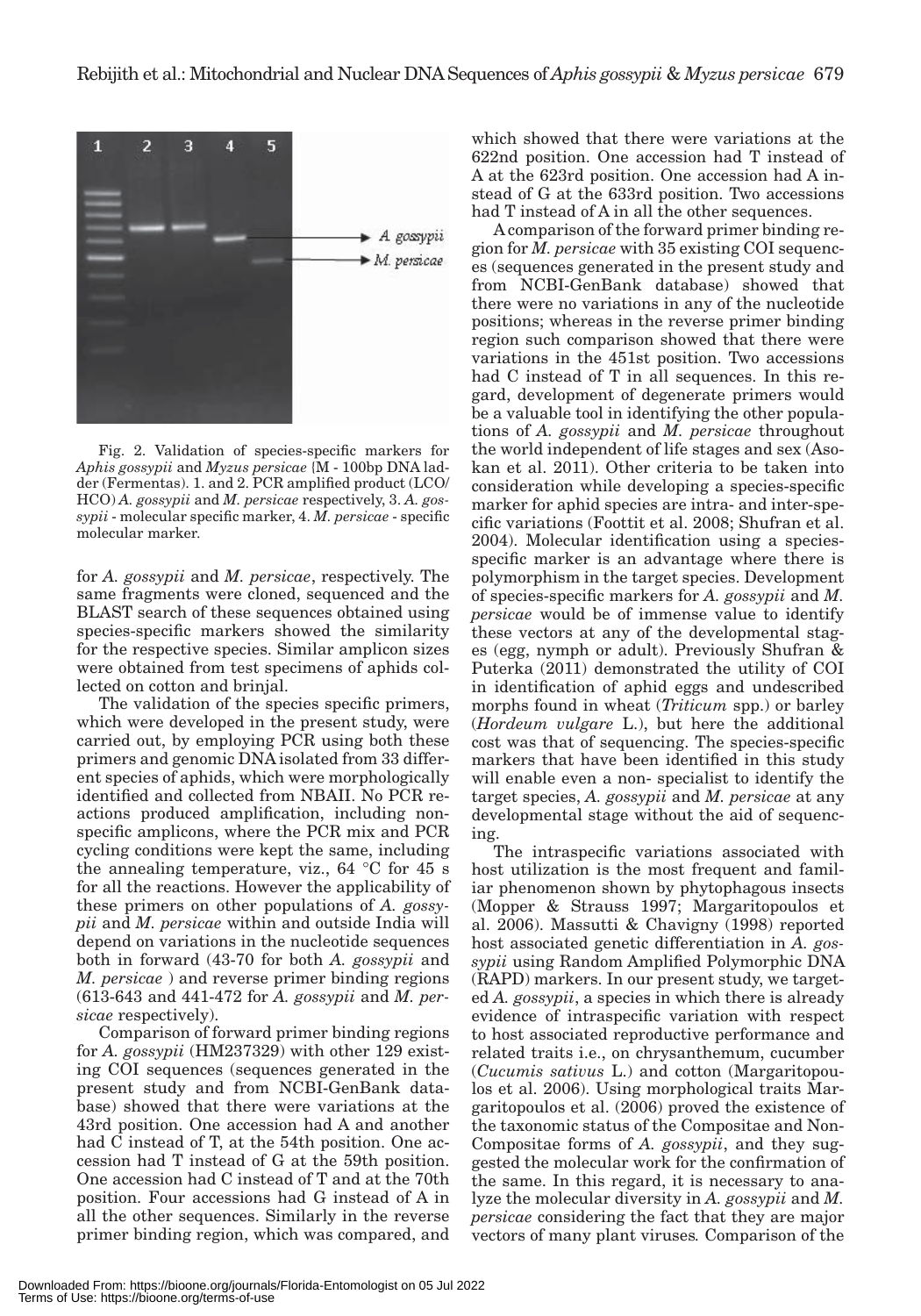Fig. 2. Validation of species-specific markers for *Aphis gossypii* and *Myzus persicae* (M - 100bp DNA ladder (Fermentas). 1. and 2. PCR amplified product (LCO/HCO) *A. gossypii* and *M. persicae* respectively, 3. *A. gossypii* - molecular specific marker, 4. *M. persicae* - specific molecular marker.

for *A. gossypii* and *M. persicae*, respectively. The same fragments were cloned, sequenced and the BLAST search of these sequences obtained using species-specific markers showed the similarity for the respective species. Similar amplicon sizes were obtained from test specimens of aphids collected on cotton and brinjal.

The validation of the species specific primers, which were developed in the present study, were carried out, by employing PCR using both these primers and genomic DNA isolated from 33 different species of aphids, which were morphologically identified and collected from NBAII. No PCR reactions produced amplification, including nonspecific amplicons, where the PCR mix and PCR cycling conditions were kept the same, including the annealing temperature, viz., 64 °C for 45 s for all the reactions. However the applicability of these primers on other populations of *A. gossypii* and *M. persicae* within and outside India will depend on variations in the nucleotide sequences both in forward (43-70 for both *A. gossypii* and *M. persicae* ) and reverse primer binding regions (613-643 and 441-472 for *A. gossypii* and *M. persicae* respectively).

Comparison of forward primer binding regions for *A. gossypii* (HM237329) with other 129 existing COI sequences (sequences generated in the present study and from NCBI-GenBank database) showed that there were variations at the 43rd position. One accession had A and another had C instead of T, at the 54th position. One accession had T instead of G at the 59th position. One accession had C instead of T and at the 70th position. Four accessions had G instead of A in all the other sequences. Similarly in the reverse primer binding region, which was compared, and which showed that there were variations at the 622nd position. One accession had T instead of A at the 623rd position. One accession had A instead of G at the 633rd position. Two accessions had T instead of A in all the other sequences.

A comparison of the forward primer binding region for *M. persicae* with 35 existing COI sequences (sequences generated in the present study and from NCBI-GenBank database) showed that there were no variations in any of the nucleotide positions; whereas in the reverse primer binding region such comparison showed that there were variations in the 451st position. Two accessions had C instead of T in all sequences. In this regard, development of degenerate primers would be a valuable tool in identifying the other populations of *A. gossypii* and *M. persicae* throughout the world independent of life stages and sex (Asokan et al. 2011). Other criteria to be taken into consideration while developing a species-specific marker for aphid species are intra- and inter-specific variations (Foottit et al. 2008; Shufran et al. 2004). Molecular identification using a species-specific marker is an advantage where there is polymorphism in the target species. Development of species-specific markers for *A. gossypii* and *M. persicae* would be of immense value to identify these vectors at any of the developmental stages (egg, nymph or adult). Previously Shufran & Puterka (2011) demonstrated the utility of COI in identification of aphid eggs and undescribed morphs found in wheat (*Triticum* spp.) or barley (*Hordeum vulgare* L.), but here the additional cost was that of sequencing. The species-specific markers that have been identified in this study will enable even a non- specialist to identify the target species, *A. gossypii* and *M. persicae* at any developmental stage without the aid of sequencing.

The intraspecific variations associated with host utilization is the most frequent and familiar phenomenon shown by phytophagous insects (Mopper & Strauss 1997; Margaritopoulos et al. 2006). Massutti & Chavigny (1998) reported host associated genetic differentiation in *A. gossypii* using Random Amplified Polymorphic DNA (RAPD) markers. In our present study, we targeted *A. gossypii*, a species in which there is already evidence of intraspecific variation with respect to host associated reproductive performance and related traits i.e., on chrysanthemum, cucumber (*Cucumis sativus* L.) and cotton (Margaritopoulos et al. 2006). Using morphological traits Margaritopoulos et al. (2006) proved the existence of the taxonomic status of the Compositae and Non-Compositae forms of *A. gossypii*, and they suggested the molecular work for the confirmation of the same. In this regard, it is necessary to analyze the molecular diversity in *A. gossypii* and *M. persicae* considering the fact that they are major vectors of many plant viruses. Comparison of the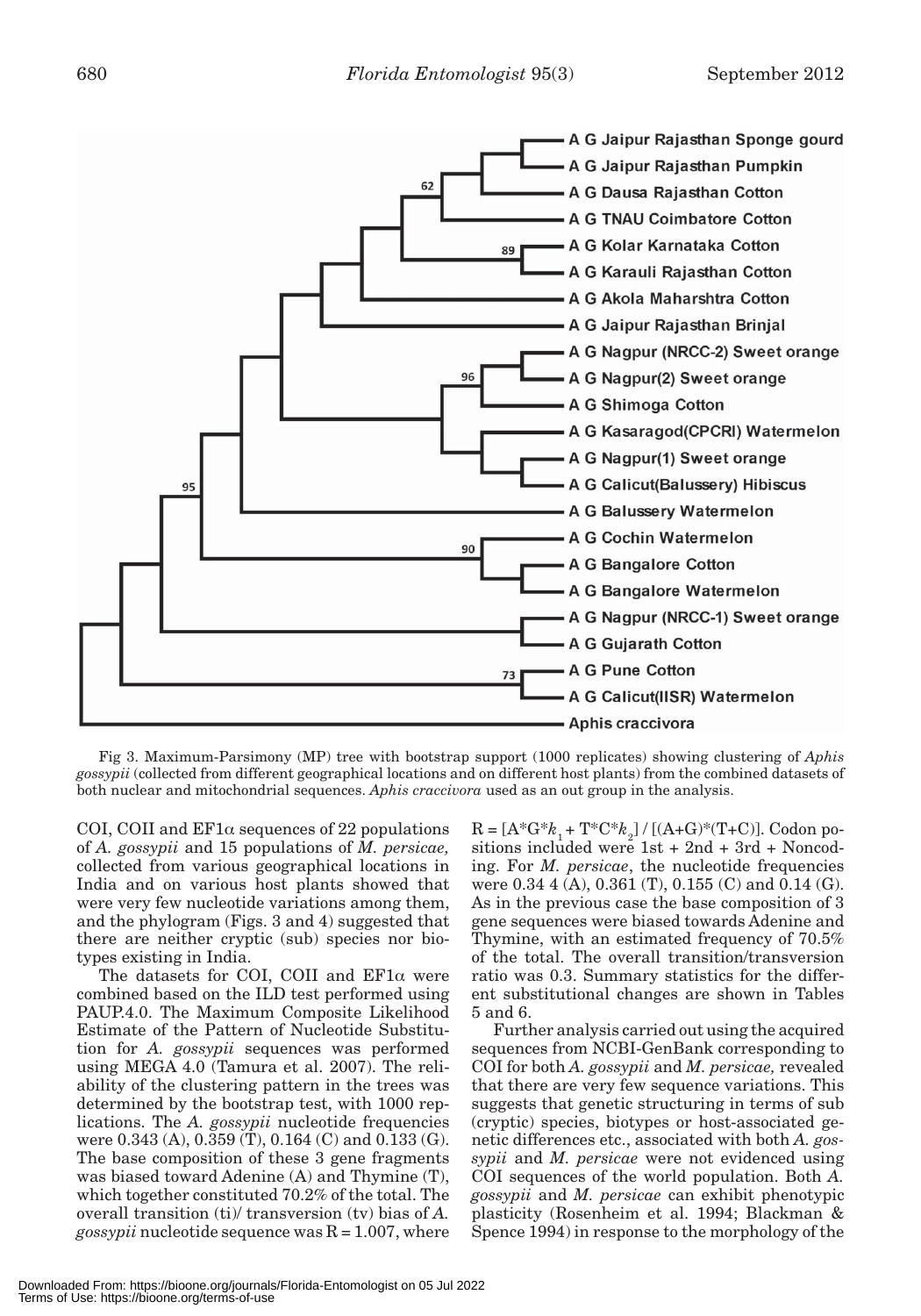Fig 3. Maximum-Parsimony (MP) tree with bootstrap support (1000 replicates) showing clustering of *Aphis gossypii* (collected from different geographical locations and on different host plants) from the combined datasets of both nuclear and mitochondrial sequences. *Aphis craccivora* used as an out group in the analysis.

COI, COII and EF1α sequences of 22 populations of *A. gossypii* and 15 populations of *M. persicae,* collected from various geographical locations in India and on various host plants showed that were very few nucleotide variations among them, and the phylogram (Figs. 3 and 4) suggested that there are neither cryptic (sub) species nor biotypes existing in India.

The datasets for COI, COII and EF1α were combined based on the ILD test performed using PAUP.4.0. The Maximum Composite Likelihood Estimate of the Pattern of Nucleotide Substitution for *A. gossypii* sequences was performed using MEGA 4.0 (Tamura et al. 2007). The reliability of the clustering pattern in the trees was determined by the bootstrap test, with 1000 replications. The *A. gossypii* nucleotide frequencies were 0.343 (A), 0.359 (T), 0.164 (C) and 0.133 (G). The base composition of these 3 gene fragments was biased toward Adenine (A) and Thymine (T), which together constituted 70.2% of the total. The overall transition (ti)/ transversion (tv) bias of *A. gossypii* nucleotide sequence was R = 1.007, where $R = [A*G*k_1 + T*C*k_2] / [(A+G)*(T+C)]$. Codon positions included were 1st + 2nd + 3rd + Noncoding. For *M. persicae*, the nucleotide frequencies were 0.34 4 (A), 0.361 (T), 0.155 (C) and 0.14 (G). As in the previous case the base composition of 3 gene sequences were biased towards Adenine and Thymine, with an estimated frequency of 70.5% of the total. The overall transition/transversion ratio was 0.3. Summary statistics for the different substitutional changes are shown in Tables 5 and 6.

Further analysis carried out using the acquired sequences from NCBI-GenBank corresponding to COI for both *A. gossypii* and *M. persicae,* revealed that there are very few sequence variations. This suggests that genetic structuring in terms of sub (cryptic) species, biotypes or host-associated genetic differences etc., associated with both *A. gossypii* and *M. persicae* were not evidenced using COI sequences of the world population. Both *A. gossypii* and *M. persicae* can exhibit phenotypic plasticity (Rosenheim et al. 1994; Blackman & Spence 1994) in response to the morphology of the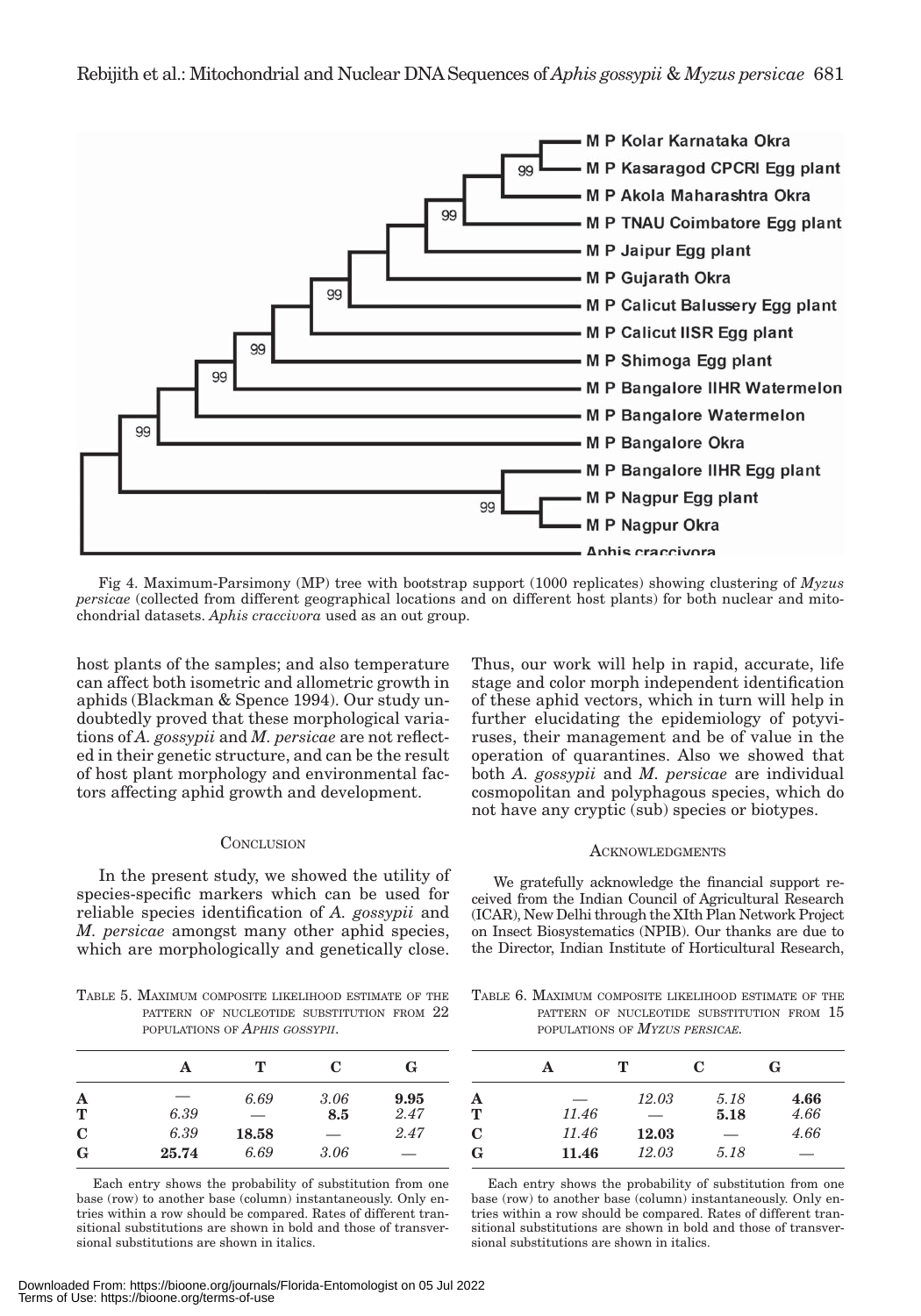Fig 4. Maximum-Parsimony (MP) tree with bootstrap support (1000 replicates) showing clustering of *Myzus persicae* (collected from different geographical locations and on different host plants) for both nuclear and mitochondrial datasets. *Aphis craccivora* used as an out group.

host plants of the samples; and also temperature can affect both isometric and allometric growth in aphids (Blackman & Spence 1994). Our study undoubtedly proved that these morphological variations of *A. gossypii* and *M. persicae* are not reflected in their genetic structure, and can be the result of host plant morphology and environmental factors affecting aphid growth and development.

## Conclusion

In the present study, we showed the utility of species-specific markers which can be used for reliable species identification of *A. gossypii* and *M. persicae* amongst many other aphid species, which are morphologically and genetically close. Thus, our work will help in rapid, accurate, life stage and color morph independent identification of these aphid vectors, which in turn will help in further elucidating the epidemiology of potyviruses, their management and be of value in the operation of quarantines. Also we showed that both *A. gossypii* and *M. persicae* are individual cosmopolitan and polyphagous species, which do not have any cryptic (sub) species or biotypes.

## Acknowledgments

We gratefully acknowledge the financial support received from the Indian Council of Agricultural Research (ICAR), New Delhi through the XIth Plan Network Project on Insect Biosystematics (NPIB). Our thanks are due to the Director, Indian Institute of Horticultural Research,

Table 5. Maximum composite likelihood estimate of the pattern of nucleotide substitution from 22 populations of *Aphis gossypii*.

| | A | T | C | G |
|---|---|---|---|---|
| **A** | — | *6.69* | *3.06* | **9.95** |
| **T** | *6.39* | — | **8.5** | *2.47* |
| **C** | *6.39* | **18.58** | — | *2.47* |
| **G** | **25.74** | *6.69* | *3.06* | — |

Each entry shows the probability of substitution from one base (row) to another base (column) instantaneously. Only entries within a row should be compared. Rates of different transitional substitutions are shown in bold and those of transversional substitutions are shown in italics.

Table 6. Maximum composite likelihood estimate of the pattern of nucleotide substitution from 15 populations of *Myzus persicae*.

| | A | T | C | G |
|---|---|---|---|---|
| **A** | — | *12.03* | *5.18* | **4.66** |
| **T** | *11.46* | — | **5.18** | *4.66* |
| **C** | *11.46* | **12.03** | — | *4.66* |
| **G** | **11.46** | *12.03* | *5.18* | — |

Each entry shows the probability of substitution from one base (row) to another base (column) instantaneously. Only entries within a row should be compared. Rates of different transitional substitutions are shown in bold and those of transversional substitutions are shown in italics.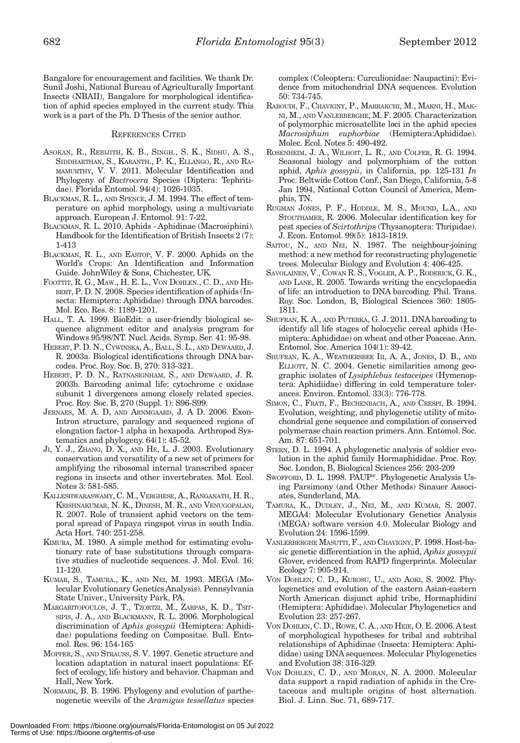Bangalore for encouragement and facilities. We thank Dr. Sunil Joshi, National Bureau of Agriculturally Important Insects (NBAII), Bangalore for morphological identification of aphid species employed in the current study. This work is a part of the Ph. D Thesis of the senior author.

## References Cited

Asokan, R., Rebijith, K. B., Singh., S. K., Sidhu, A. S., Siddharthan, S., Karanth., P. K., Ellango, R., and Ramamurthy, V. V. 2011. Molecular Identification and Phylogeny of *Bactrocera* Species (Diptera: Tephritidae). Florida Entomol. 94(4): 1026-1035.

Blackman, R. L., and Spence, J. M. 1994. The effect of temperature on aphid morphology, using a multivariate approach. European J. Entomol. 91: 7-22.

Blackman, R. L. 2010. Aphids - Aphidinae (Macrosiphini). Handbook for the Identification of British Insects 2 (7): 1-413

Blackman, R. L., and Eastop, V. F. 2000. Aphids on the World's Crops: An Identification and Information Guide. JohnWiley & Sons, Chichester, UK.

Foottit, R. G., Maw., H. E. L., Von Dohlen., C. D., and Hebert, P. D. N. 2008. Species identification of aphids (Insecta: Hemiptera: Aphididae) through DNA barcodes. Mol. Eco. Res. 8: 1189-1201.

Hall, T. A. 1999. BioEdit: a user-friendly biological sequence alignment editor and analysis program for Windows 95/98/NT. Nucl. Acids. Symp. Ser. 41: 95-98.

Hebert, P. D. N., Cywinska, A., Ball, S. L., and Dewaard, J. R. 2003a. Biological identifications through DNA barcodes. Proc. Roy. Soc. B, 270: 313-321.

Hebert, P. D. N., Ratnasignham, S., and Dewaard, J. R. 2003b. Barcoding animal life: cytochrome c oxidase subunit 1 divergences among closely related species. Proc. Roy. Soc. B, 270 (Suppl. 1): S96-S99.

Jernaes, M. A. D, and Arnmgaard, J. A D. 2006. Exon-Intron structure, paralogy and sequenced regions of elongation factor-1 alpha in hexapoda*.* Arthropod Systematics and phylogeny. 64(1): 45-52.

Ji, Y. J., Zhang, D. X., and He, L. J. 2003. Evolutionary conservation and versatility of a new set of primers for amplifying the ribosomal internal transcribed spacer regions in insects and other invertebrates. Mol. Ecol. Notes 3: 581-585.

Kalleshwaraswamy, C. M., Verghese, A., Ranganath, H. R., Krishnakumar, N. K., Dinesh, M. R., and Venugopalan, R. 2007. Role of transient aphid vectors on the temporal spread of Papaya ringspot virus in south India. Acta Hort. 740: 251-258.

Kimura, M. 1980. A simple method for estimating evolutionary rate of base substitutions through comparative studies of nucleotide sequences. J. Mol. Evol. 16: 11-120.

Kumar, S., Tamura., K., and Nei, M. 1993. MEGA (Molecular Evolutionary Genetics Analysis). Pennsylvania State Univer., University Park, PA.

Margaritopoulos, J. T., Tzortzi, M., Zarpas, K. D., Tsitsipis, J. A., and Blackmann, R. L. 2006. Morphological discrimination of *Aphis gossypii* (Hemiptera: Aphididae) populations feeding on Compositae. Bull. Entomol. Res. 96: 154-165

Mopper, S., and Strauss, S. V. 1997. Genetic structure and location adaptation in natural insect populations: Effect of ecology, life history and behavior. Chapman and Hall, New York.

Normark, B. B. 1996. Phylogeny and evolution of parthenogenetic weevils of the *Aramigus tessellatus* species complex (Coleoptera: Curculionidae: Naupactini): Evidence from mitochondrial DNA sequences. Evolution 50: 734-745.

Raboudi, F., Chavigny, P., Marrakchi, M., Makni, H., Makni, M., and Vanlerberghe, M. F. 2005. Characterization of polymorphic microsatellite loci in the aphid species *Macrosiphum euphorbiae* (Hemiptera:Aphididae). Molec. Ecol. Notes 5: 490-492.

Rosenheim, J. A., Wilhoit, L. R., and Colfer, R. G. 1994. Seasonal biology and polymorphism of the cotton aphid, *Aphis gossypii*, in California, pp. 125-131 *In* Proc. Beltwide Cotton Conf., San Diego, California, 5-8 Jan 1994, National Cotton Council of America, Memphis, TN.

Rugman Jones, P. F., Hoddle, M. S., Mound, L.A., and Stouthamer, R. 2006. Molecular identification key for pest species of *Scirtothrips* (Thysanoptera: Thripidae). J. Econ. Entomol. 99(5): 1813-1819.

Saitou, N., and Nei, N. 1987. The neighbour-joining method: a new method for reconstructing phylogenetic trees. Molecular Biology and Evolution 4: 406-425.

Savolainen, V., Cowan R. S., Vogler, A. P., Roderick, G. K., and Lane, R. 2005. Towards writing the encyclopaedia of life: an introduction to DNA barcoding*.* Phil. Trans. Roy. Soc. London, B, Biological Sciences 360: 1805-1811.

Shufran, K. A., and Puterka, G. J. 2011. DNA barcoding to identify all life stages of holocyclic cereal aphids (Hemiptera: Aphididae) on wheat and other Poaceae. Ann. Entomol. Soc. America 104(1): 39-42.

Shufran, K. A., Weathersbee Iii, A. A., Jones, D. B., and Elliott, N. C. 2004. Genetic similarities among geographic isolates of *Lysiphlebus testaceipes* (Hymenoptera: Aphidiidae) differing in cold temperature tolerances. Environ. Entomol. 33(3): 776-778.

Simon, C., Frati, F., Bechenbach, A., and Crespi, B. 1994. Evolution, weighting, and phylogenetic utility of mitochondrial gene sequence and compilation of conserved polymerase chain reaction primers. Ann. Entomol. Soc. Am. 87: 651-701.

Stern, D. L. 1994. A phylogenetic analysis of soldier evolution in the aphid family Hormaphididae. Proc. Roy. Soc. London, B, Biological Sciences 256: 203-209

Swofford, D. L. 1998. PAUP*. Phylogenetic Analysis Using Parsimony (and Other Methods) Sinauer Associates, Sunderland, MA.

Tamura, K., Dudley, J., Nei, M., and Kumar, S. 2007. MEGA4: Molecular Evolutionary Genetics Analysis (MEGA) software version 4.0. Molecular Biology and Evolution 24: 1596-1599.

Vanlerberghe Masutti, F., and Chavigny, P. 1998. Host-basic genetic differentiation in the aphid, *Aphis gossypii* Glover, evidenced from RAPD fingerprints. Molecular Ecology 7: 905-914.

Von Dohlen, C. D., Kurosu, U., and Aoki, S. 2002. Phylogenetics and evolution of the eastern Asian-eastern North American disjunct aphid tribe, Hormaphidini (Hemiptera: Aphididae). Molecular Phylogenetics and Evolution 23: 257-267.

Von Dohlen, C. D., Rowe, C. A., and Heie, O. E. 2006. A test of morphological hypotheses for tribal and subtribal relationships of Aphidinae (Insecta: Hemiptera: Aphididae) using DNA sequences. Molecular Phylogenetics and Evolution 38: 316-329.

Von Dohlen, C. D., and Moran, N. A. 2000. Molecular data support a rapid radiation of aphids in the Cretaceous and multiple origins of host alternation. Biol. J. Linn. Soc. 71, 689-717.